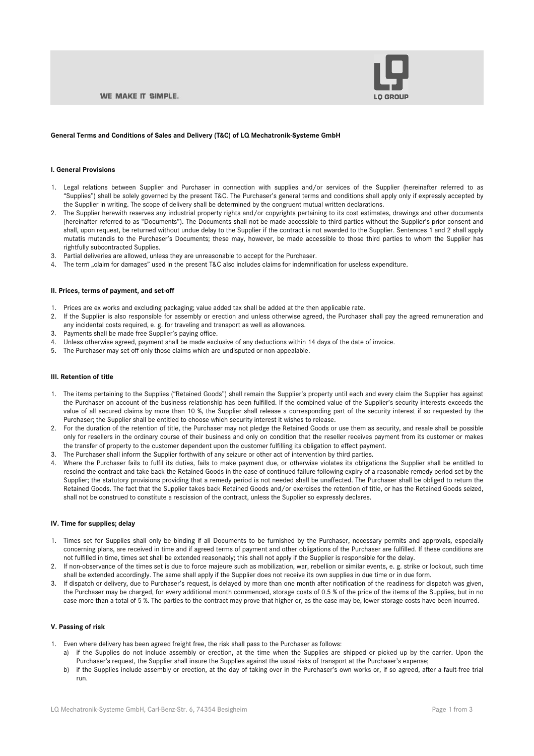WE MAKE IT SIMPLE.

LQ GROUP

**General Terms and Conditions of Sales and Delivery (T&C) of LQ Mechatronik-Systeme GmbH**

**I. General Provisions**

1. Legal relations between Supplier and Purchaser in connection with supplies and/or services of the Supplier (hereinafter referred to as "Supplies") shall be solely governed by the present T&C. The Purchaser's general terms and conditions shall apply only if expressly accepted by the Supplier in writing. The scope of delivery shall be determined by the congruent mutual written declarations.
2. The Supplier herewith reserves any industrial property rights and/or copyrights pertaining to its cost estimates, drawings and other documents (hereinafter referred to as "Documents"). The Documents shall not be made accessible to third parties without the Supplier's prior consent and shall, upon request, be returned without undue delay to the Supplier if the contract is not awarded to the Supplier. Sentences 1 and 2 shall apply mutatis mutandis to the Purchaser's Documents; these may, however, be made accessible to those third parties to whom the Supplier has rightfully subcontracted Supplies.
3. Partial deliveries are allowed, unless they are unreasonable to accept for the Purchaser.
4. The term „claim for damages" used in the present T&C also includes claims for indemnification for useless expenditure.

**II. Prices, terms of payment, and set-off**

1. Prices are ex works and excluding packaging; value added tax shall be added at the then applicable rate.
2. If the Supplier is also responsible for assembly or erection and unless otherwise agreed, the Purchaser shall pay the agreed remuneration and any incidental costs required, e. g. for traveling and transport as well as allowances.
3. Payments shall be made free Supplier's paying office.
4. Unless otherwise agreed, payment shall be made exclusive of any deductions within 14 days of the date of invoice.
5. The Purchaser may set off only those claims which are undisputed or non-appealable.

**III. Retention of title**

1. The items pertaining to the Supplies ("Retained Goods") shall remain the Supplier's property until each and every claim the Supplier has against the Purchaser on account of the business relationship has been fulfilled. If the combined value of the Supplier's security interests exceeds the value of all secured claims by more than 10 %, the Supplier shall release a corresponding part of the security interest if so requested by the Purchaser; the Supplier shall be entitled to choose which security interest it wishes to release.
2. For the duration of the retention of title, the Purchaser may not pledge the Retained Goods or use them as security, and resale shall be possible only for resellers in the ordinary course of their business and only on condition that the reseller receives payment from its customer or makes the transfer of property to the customer dependent upon the customer fulfilling its obligation to effect payment.
3. The Purchaser shall inform the Supplier forthwith of any seizure or other act of intervention by third parties.
4. Where the Purchaser fails to fulfil its duties, fails to make payment due, or otherwise violates its obligations the Supplier shall be entitled to rescind the contract and take back the Retained Goods in the case of continued failure following expiry of a reasonable remedy period set by the Supplier; the statutory provisions providing that a remedy period is not needed shall be unaffected. The Purchaser shall be obliged to return the Retained Goods. The fact that the Supplier takes back Retained Goods and/or exercises the retention of title, or has the Retained Goods seized, shall not be construed to constitute a rescission of the contract, unless the Supplier so expressly declares.

**IV. Time for supplies; delay**

1. Times set for Supplies shall only be binding if all Documents to be furnished by the Purchaser, necessary permits and approvals, especially concerning plans, are received in time and if agreed terms of payment and other obligations of the Purchaser are fulfilled. If these conditions are not fulfilled in time, times set shall be extended reasonably; this shall not apply if the Supplier is responsible for the delay.
2. If non-observance of the times set is due to force majeure such as mobilization, war, rebellion or similar events, e. g. strike or lockout, such time shall be extended accordingly. The same shall apply if the Supplier does not receive its own supplies in due time or in due form.
3. If dispatch or delivery, due to Purchaser's request, is delayed by more than one month after notification of the readiness for dispatch was given, the Purchaser may be charged, for every additional month commenced, storage costs of 0.5 % of the price of the items of the Supplies, but in no case more than a total of 5 %. The parties to the contract may prove that higher or, as the case may be, lower storage costs have been incurred.

**V. Passing of risk**

1. Even where delivery has been agreed freight free, the risk shall pass to the Purchaser as follows:
   a) if the Supplies do not include assembly or erection, at the time when the Supplies are shipped or picked up by the carrier. Upon the Purchaser's request, the Supplier shall insure the Supplies against the usual risks of transport at the Purchaser's expense;
   b) if the Supplies include assembly or erection, at the day of taking over in the Purchaser's own works or, if so agreed, after a fault-free trial run.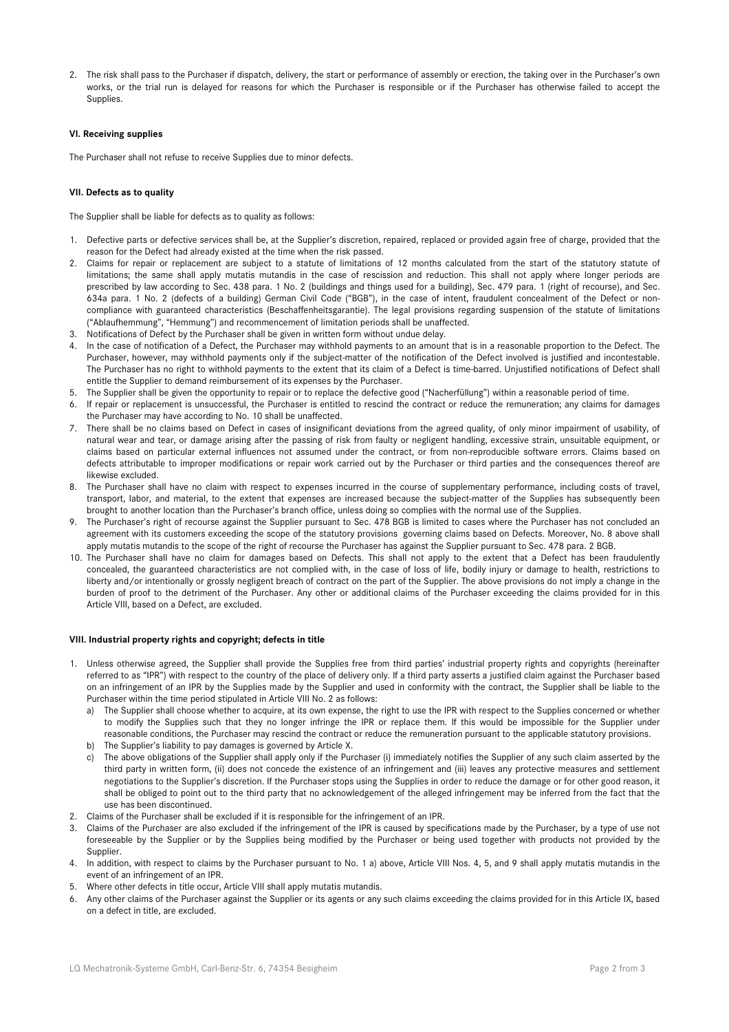2. The risk shall pass to the Purchaser if dispatch, delivery, the start or performance of assembly or erection, the taking over in the Purchaser's own works, or the trial run is delayed for reasons for which the Purchaser is responsible or if the Purchaser has otherwise failed to accept the Supplies.

**VI. Receiving supplies**

The Purchaser shall not refuse to receive Supplies due to minor defects.

**VII. Defects as to quality**

The Supplier shall be liable for defects as to quality as follows:

1. Defective parts or defective services shall be, at the Supplier's discretion, repaired, replaced or provided again free of charge, provided that the reason for the Defect had already existed at the time when the risk passed.
2. Claims for repair or replacement are subject to a statute of limitations of 12 months calculated from the start of the statutory statute of limitations; the same shall apply mutatis mutandis in the case of rescission and reduction. This shall not apply where longer periods are prescribed by law according to Sec. 438 para. 1 No. 2 (buildings and things used for a building), Sec. 479 para. 1 (right of recourse), and Sec. 634a para. 1 No. 2 (defects of a building) German Civil Code ("BGB"), in the case of intent, fraudulent concealment of the Defect or non-compliance with guaranteed characteristics (Beschaffenheitsgarantie). The legal provisions regarding suspension of the statute of limitations ("Ablaufhemmung", "Hemmung") and recommencement of limitation periods shall be unaffected.
3. Notifications of Defect by the Purchaser shall be given in written form without undue delay.
4. In the case of notification of a Defect, the Purchaser may withhold payments to an amount that is in a reasonable proportion to the Defect. The Purchaser, however, may withhold payments only if the subject-matter of the notification of the Defect involved is justified and incontestable. The Purchaser has no right to withhold payments to the extent that its claim of a Defect is time-barred. Unjustified notifications of Defect shall entitle the Supplier to demand reimbursement of its expenses by the Purchaser.
5. The Supplier shall be given the opportunity to repair or to replace the defective good ("Nacherfüllung") within a reasonable period of time.
6. If repair or replacement is unsuccessful, the Purchaser is entitled to rescind the contract or reduce the remuneration; any claims for damages the Purchaser may have according to No. 10 shall be unaffected.
7. There shall be no claims based on Defect in cases of insignificant deviations from the agreed quality, of only minor impairment of usability, of natural wear and tear, or damage arising after the passing of risk from faulty or negligent handling, excessive strain, unsuitable equipment, or claims based on particular external influences not assumed under the contract, or from non-reproducible software errors. Claims based on defects attributable to improper modifications or repair work carried out by the Purchaser or third parties and the consequences thereof are likewise excluded.
8. The Purchaser shall have no claim with respect to expenses incurred in the course of supplementary performance, including costs of travel, transport, labor, and material, to the extent that expenses are increased because the subject-matter of the Supplies has subsequently been brought to another location than the Purchaser's branch office, unless doing so complies with the normal use of the Supplies.
9. The Purchaser's right of recourse against the Supplier pursuant to Sec. 478 BGB is limited to cases where the Purchaser has not concluded an agreement with its customers exceeding the scope of the statutory provisions governing claims based on Defects. Moreover, No. 8 above shall apply mutatis mutandis to the scope of the right of recourse the Purchaser has against the Supplier pursuant to Sec. 478 para. 2 BGB.
10. The Purchaser shall have no claim for damages based on Defects. This shall not apply to the extent that a Defect has been fraudulently concealed, the guaranteed characteristics are not complied with, in the case of loss of life, bodily injury or damage to health, restrictions to liberty and/or intentionally or grossly negligent breach of contract on the part of the Supplier. The above provisions do not imply a change in the burden of proof to the detriment of the Purchaser. Any other or additional claims of the Purchaser exceeding the claims provided for in this Article VIII, based on a Defect, are excluded.

**VIII. Industrial property rights and copyright; defects in title**

1. Unless otherwise agreed, the Supplier shall provide the Supplies free from third parties' industrial property rights and copyrights (hereinafter referred to as "IPR") with respect to the country of the place of delivery only. If a third party asserts a justified claim against the Purchaser based on an infringement of an IPR by the Supplies made by the Supplier and used in conformity with the contract, the Supplier shall be liable to the Purchaser within the time period stipulated in Article VIII No. 2 as follows:
   a) The Supplier shall choose whether to acquire, at its own expense, the right to use the IPR with respect to the Supplies concerned or whether to modify the Supplies such that they no longer infringe the IPR or replace them. If this would be impossible for the Supplier under reasonable conditions, the Purchaser may rescind the contract or reduce the remuneration pursuant to the applicable statutory provisions.
   b) The Supplier's liability to pay damages is governed by Article X.
   c) The above obligations of the Supplier shall apply only if the Purchaser (i) immediately notifies the Supplier of any such claim asserted by the third party in written form, (ii) does not concede the existence of an infringement and (iii) leaves any protective measures and settlement negotiations to the Supplier's discretion. If the Purchaser stops using the Supplies in order to reduce the damage or for other good reason, it shall be obliged to point out to the third party that no acknowledgement of the alleged infringement may be inferred from the fact that the use has been discontinued.
2. Claims of the Purchaser shall be excluded if it is responsible for the infringement of an IPR.
3. Claims of the Purchaser are also excluded if the infringement of the IPR is caused by specifications made by the Purchaser, by a type of use not foreseeable by the Supplier or by the Supplies being modified by the Purchaser or being used together with products not provided by the Supplier.
4. In addition, with respect to claims by the Purchaser pursuant to No. 1 a) above, Article VIII Nos. 4, 5, and 9 shall apply mutatis mutandis in the event of an infringement of an IPR.
5. Where other defects in title occur, Article VIII shall apply mutatis mutandis.
6. Any other claims of the Purchaser against the Supplier or its agents or any such claims exceeding the claims provided for in this Article IX, based on a defect in title, are excluded.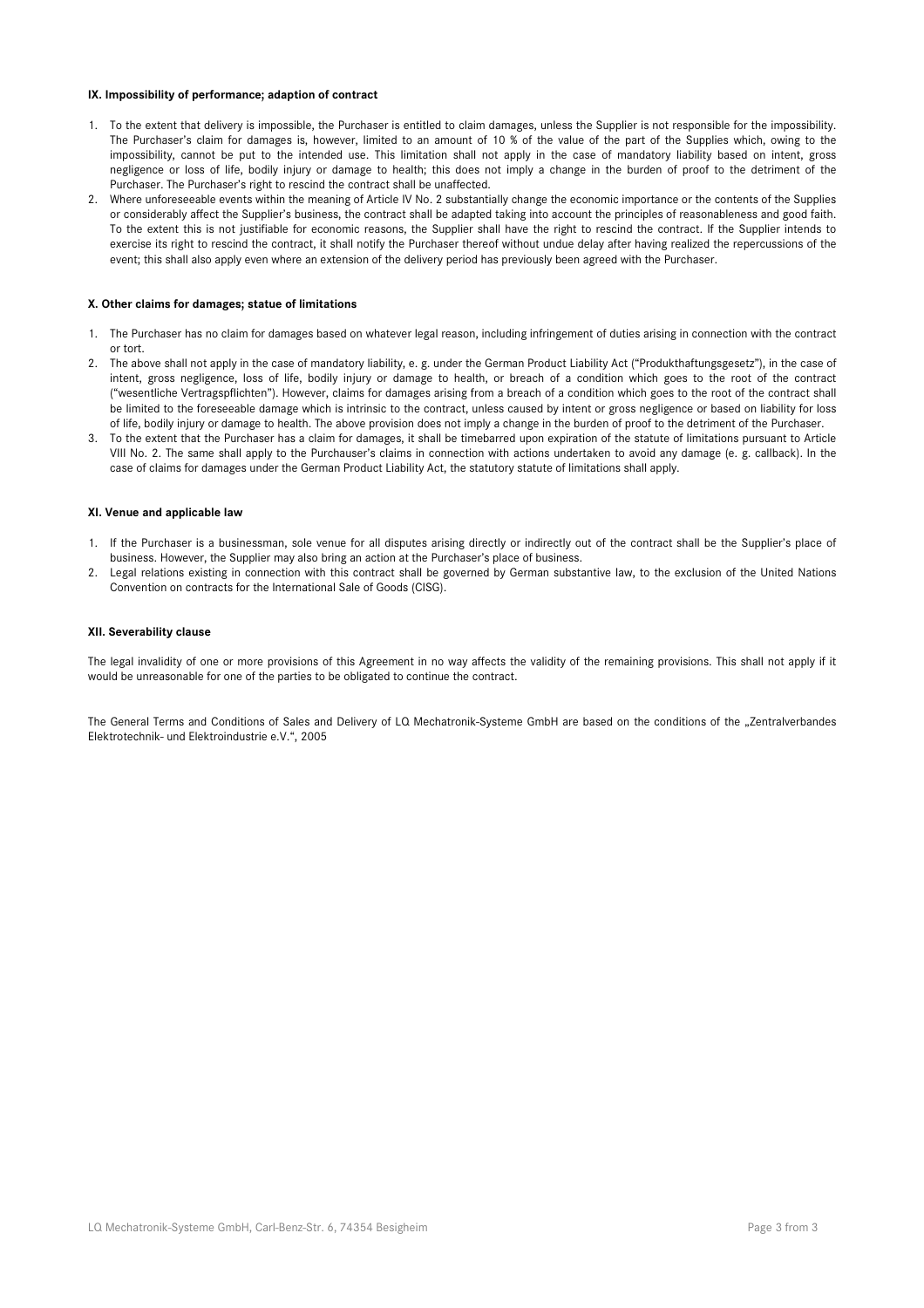### IX. Impossibility of performance; adaption of contract

1. To the extent that delivery is impossible, the Purchaser is entitled to claim damages, unless the Supplier is not responsible for the impossibility. The Purchaser's claim for damages is, however, limited to an amount of 10 % of the value of the part of the Supplies which, owing to the impossibility, cannot be put to the intended use. This limitation shall not apply in the case of mandatory liability based on intent, gross negligence or loss of life, bodily injury or damage to health; this does not imply a change in the burden of proof to the detriment of the Purchaser. The Purchaser's right to rescind the contract shall be unaffected.
2. Where unforeseeable events within the meaning of Article IV No. 2 substantially change the economic importance or the contents of the Supplies or considerably affect the Supplier's business, the contract shall be adapted taking into account the principles of reasonableness and good faith. To the extent this is not justifiable for economic reasons, the Supplier shall have the right to rescind the contract. If the Supplier intends to exercise its right to rescind the contract, it shall notify the Purchaser thereof without undue delay after having realized the repercussions of the event; this shall also apply even where an extension of the delivery period has previously been agreed with the Purchaser.

### X. Other claims for damages; statue of limitations

1. The Purchaser has no claim for damages based on whatever legal reason, including infringement of duties arising in connection with the contract or tort.
2. The above shall not apply in the case of mandatory liability, e. g. under the German Product Liability Act ("Produkthaftungsgesetz"), in the case of intent, gross negligence, loss of life, bodily injury or damage to health, or breach of a condition which goes to the root of the contract ("wesentliche Vertragspflichten"). However, claims for damages arising from a breach of a condition which goes to the root of the contract shall be limited to the foreseeable damage which is intrinsic to the contract, unless caused by intent or gross negligence or based on liability for loss of life, bodily injury or damage to health. The above provision does not imply a change in the burden of proof to the detriment of the Purchaser.
3. To the extent that the Purchaser has a claim for damages, it shall be timebarred upon expiration of the statute of limitations pursuant to Article VIII No. 2. The same shall apply to the Purchauser's claims in connection with actions undertaken to avoid any damage (e. g. callback). In the case of claims for damages under the German Product Liability Act, the statutory statute of limitations shall apply.

### XI. Venue and applicable law

1. If the Purchaser is a businessman, sole venue for all disputes arising directly or indirectly out of the contract shall be the Supplier's place of business. However, the Supplier may also bring an action at the Purchaser's place of business.
2. Legal relations existing in connection with this contract shall be governed by German substantive law, to the exclusion of the United Nations Convention on contracts for the International Sale of Goods (CISG).

### XII. Severability clause

The legal invalidity of one or more provisions of this Agreement in no way affects the validity of the remaining provisions. This shall not apply if it would be unreasonable for one of the parties to be obligated to continue the contract.

The General Terms and Conditions of Sales and Delivery of LQ Mechatronik-Systeme GmbH are based on the conditions of the „Zentralverbandes Elektrotechnik- und Elektroindustrie e.V.", 2005

LQ Mechatronik-Systeme GmbH, Carl-Benz-Str. 6, 74354 Besigheim